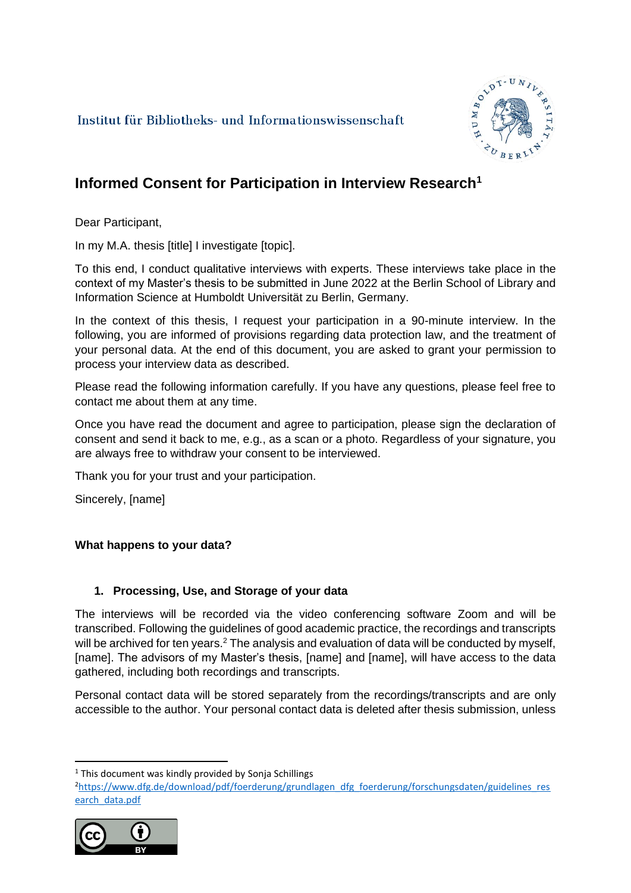Institut für Bibliotheks- und Informationswissenschaft

# Informed Consent for Participation in Interview Research[1]

Dear Participant,

In my M.A. thesis [title] I investigate [topic].

To this end, I conduct qualitative interviews with experts. These interviews take place in the context of my Master's thesis to be submitted in June 2022 at the Berlin School of Library and Information Science at Humboldt Universität zu Berlin, Germany.

In the context of this thesis, I request your participation in a 90-minute interview. In the following, you are informed of provisions regarding data protection law, and the treatment of your personal data. At the end of this document, you are asked to grant your permission to process your interview data as described.

Please read the following information carefully. If you have any questions, please feel free to contact me about them at any time.

Once you have read the document and agree to participation, please sign the declaration of consent and send it back to me, e.g., as a scan or a photo. Regardless of your signature, you are always free to withdraw your consent to be interviewed.

Thank you for your trust and your participation.

Sincerely, [name]

**What happens to your data?**

### 1. Processing, Use, and Storage of your data

The interviews will be recorded via the video conferencing software Zoom and will be transcribed. Following the guidelines of good academic practice, the recordings and transcripts will be archived for ten years.[2] The analysis and evaluation of data will be conducted by myself, [name]. The advisors of my Master's thesis, [name] and [name], will have access to the data gathered, including both recordings and transcripts.

Personal contact data will be stored separately from the recordings/transcripts and are only accessible to the author. Your personal contact data is deleted after thesis submission, unless

---

[1] This document was kindly provided by Sonja Schillings

[2] https://www.dfg.de/download/pdf/foerderung/grundlagen_dfg_foerderung/forschungsdaten/guidelines_research_data.pdf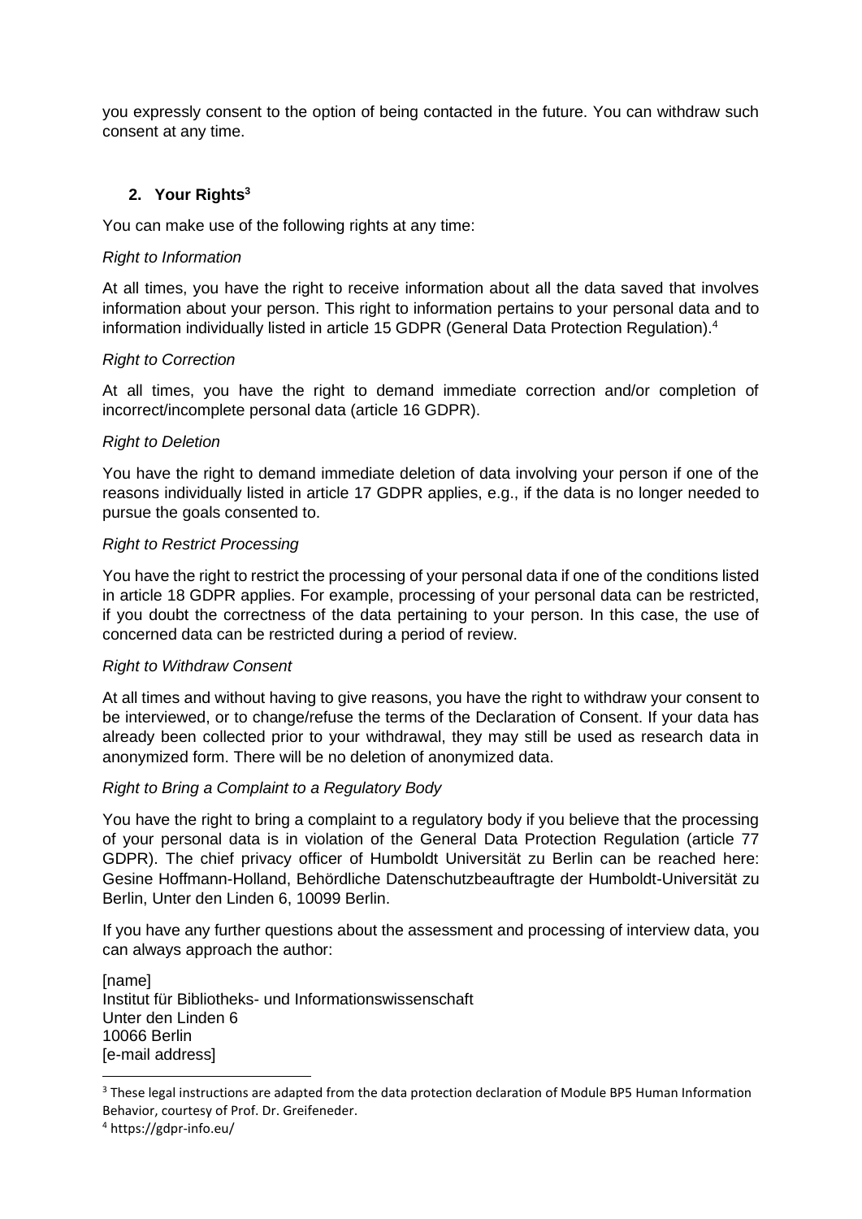you expressly consent to the option of being contacted in the future. You can withdraw such consent at any time.

## 2. Your Rights[3]

You can make use of the following rights at any time:

*Right to Information*

At all times, you have the right to receive information about all the data saved that involves information about your person. This right to information pertains to your personal data and to information individually listed in article 15 GDPR (General Data Protection Regulation).[4]

*Right to Correction*

At all times, you have the right to demand immediate correction and/or completion of incorrect/incomplete personal data (article 16 GDPR).

*Right to Deletion*

You have the right to demand immediate deletion of data involving your person if one of the reasons individually listed in article 17 GDPR applies, e.g., if the data is no longer needed to pursue the goals consented to.

*Right to Restrict Processing*

You have the right to restrict the processing of your personal data if one of the conditions listed in article 18 GDPR applies. For example, processing of your personal data can be restricted, if you doubt the correctness of the data pertaining to your person. In this case, the use of concerned data can be restricted during a period of review.

*Right to Withdraw Consent*

At all times and without having to give reasons, you have the right to withdraw your consent to be interviewed, or to change/refuse the terms of the Declaration of Consent. If your data has already been collected prior to your withdrawal, they may still be used as research data in anonymized form. There will be no deletion of anonymized data.

*Right to Bring a Complaint to a Regulatory Body*

You have the right to bring a complaint to a regulatory body if you believe that the processing of your personal data is in violation of the General Data Protection Regulation (article 77 GDPR). The chief privacy officer of Humboldt Universität zu Berlin can be reached here: Gesine Hoffmann-Holland, Behördliche Datenschutzbeauftragte der Humboldt-Universität zu Berlin, Unter den Linden 6, 10099 Berlin.

If you have any further questions about the assessment and processing of interview data, you can always approach the author:

[name]
Institut für Bibliotheks- und Informationswissenschaft
Unter den Linden 6
10066 Berlin
[e-mail address]

---

[3] These legal instructions are adapted from the data protection declaration of Module BP5 Human Information Behavior, courtesy of Prof. Dr. Greifeneder.

[4] https://gdpr-info.eu/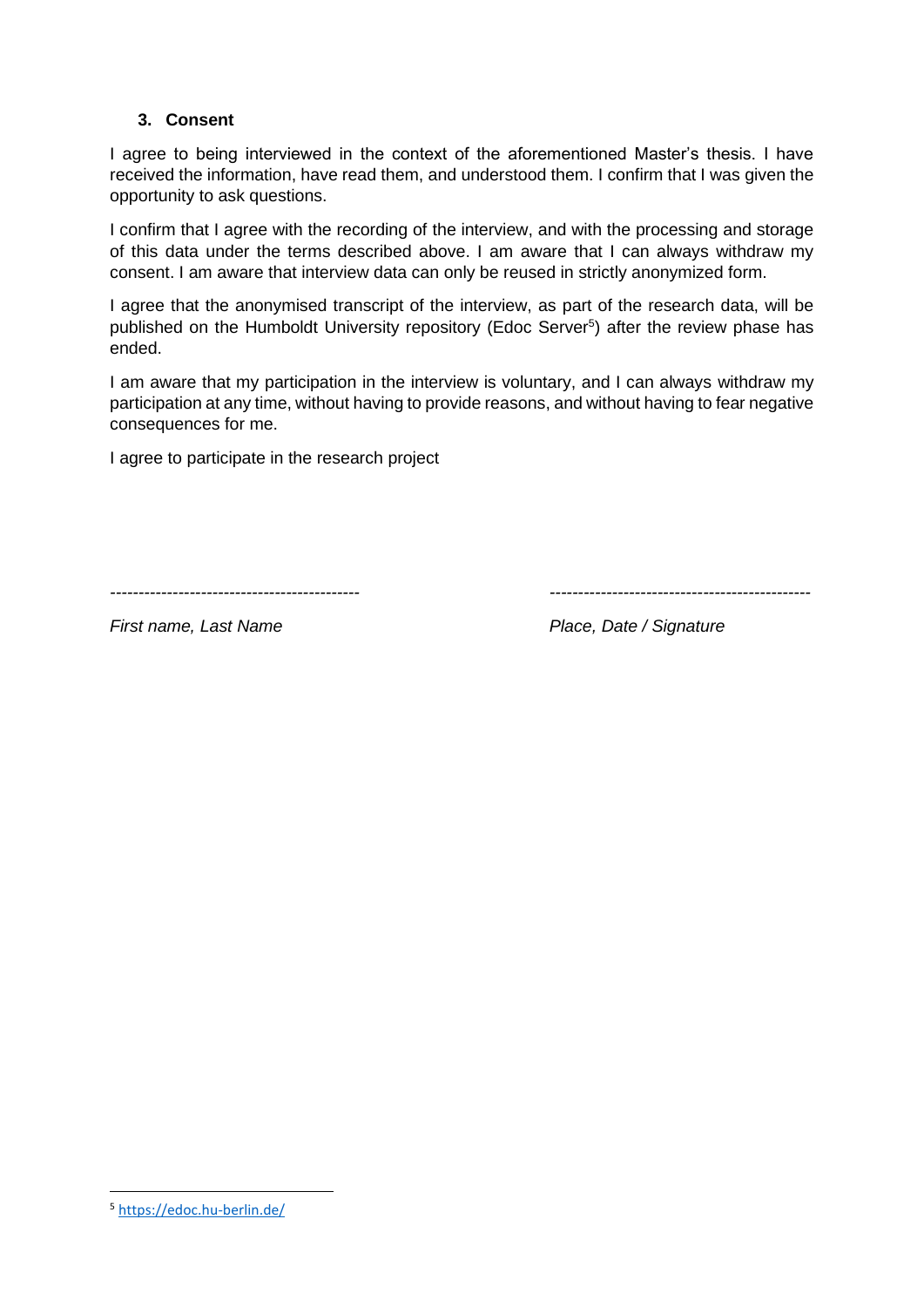### 3. Consent

I agree to being interviewed in the context of the aforementioned Master's thesis. I have received the information, have read them, and understood them. I confirm that I was given the opportunity to ask questions.

I confirm that I agree with the recording of the interview, and with the processing and storage of this data under the terms described above. I am aware that I can always withdraw my consent. I am aware that interview data can only be reused in strictly anonymized form.

I agree that the anonymised transcript of the interview, as part of the research data, will be published on the Humboldt University repository (Edoc Server[5]) after the review phase has ended.

I am aware that my participation in the interview is voluntary, and I can always withdraw my participation at any time, without having to provide reasons, and without having to fear negative consequences for me.

I agree to participate in the research project

| | |
|---|---|
| ------------------------------------------- | --------------------------------------------- |
| *First name, Last Name* | *Place, Date / Signature* |

---

[5] https://edoc.hu-berlin.de/